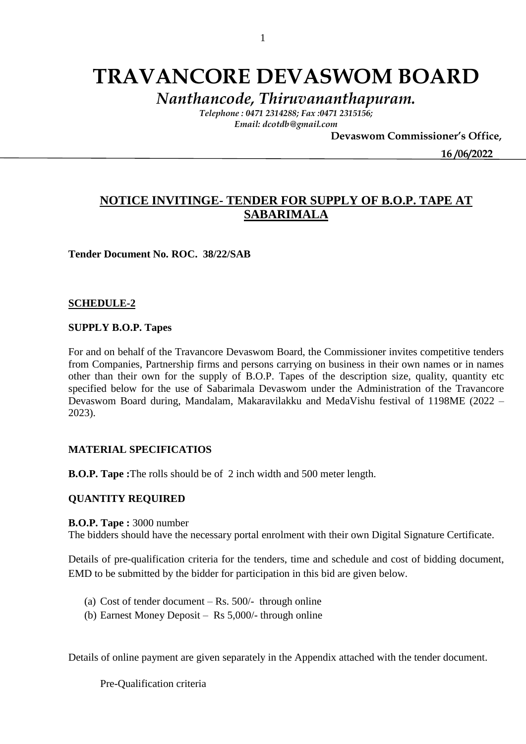# TRAVANCORE DEVASWOM BOARD

*Nanthancode, Thiruvananthapuram.*

*Telephone : 0471 2314288; Fax :0471 2315156;*
*Email: dcotdb@gmail.com*

**Devaswom Commissioner's Office,**

**16 /06/2022**

## NOTICE INVITINGE- TENDER FOR SUPPLY OF B.O.P. TAPE AT SABARIMALA

**Tender Document No. ROC. 38/22/SAB**

**SCHEDULE-2**

**SUPPLY B.O.P. Tapes**

For and on behalf of the Travancore Devaswom Board, the Commissioner invites competitive tenders from Companies, Partnership firms and persons carrying on business in their own names or in names other than their own for the supply of B.O.P. Tapes of the description size, quality, quantity etc specified below for the use of Sabarimala Devaswom under the Administration of the Travancore Devaswom Board during, Mandalam, Makaravilakku and MedaVishu festival of 1198ME (2022 – 2023).

**MATERIAL SPECIFICATIOS**

**B.O.P. Tape :**The rolls should be of 2 inch width and 500 meter length.

**QUANTITY REQUIRED**

**B.O.P. Tape :** 3000 number
The bidders should have the necessary portal enrolment with their own Digital Signature Certificate.

Details of pre-qualification criteria for the tenders, time and schedule and cost of bidding document, EMD to be submitted by the bidder for participation in this bid are given below.

(a) Cost of tender document – Rs. 500/- through online
(b) Earnest Money Deposit – Rs 5,000/- through online

Details of online payment are given separately in the Appendix attached with the tender document.

Pre-Qualification criteria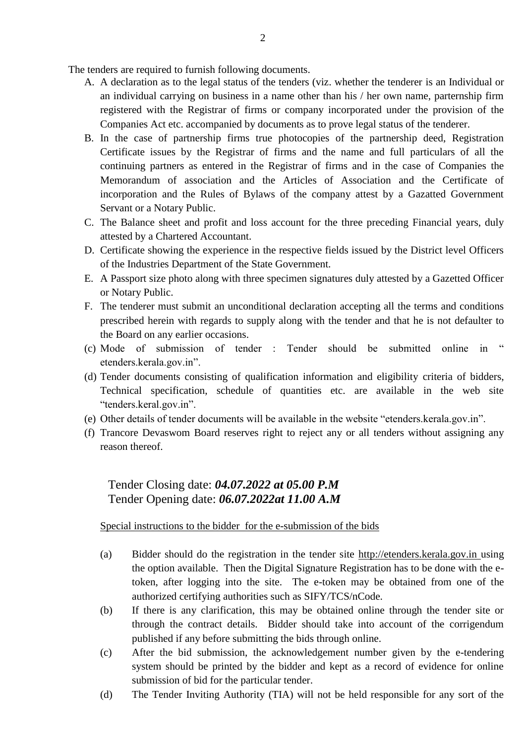The tenders are required to furnish following documents.

A. A declaration as to the legal status of the tenders (viz. whether the tenderer is an Individual or an individual carrying on business in a name other than his / her own name, parternship firm registered with the Registrar of firms or company incorporated under the provision of the Companies Act etc. accompanied by documents as to prove legal status of the tenderer.
B. In the case of partnership firms true photocopies of the partnership deed, Registration Certificate issues by the Registrar of firms and the name and full particulars of all the continuing partners as entered in the Registrar of firms and in the case of Companies the Memorandum of association and the Articles of Association and the Certificate of incorporation and the Rules of Bylaws of the company attest by a Gazatted Government Servant or a Notary Public.
C. The Balance sheet and profit and loss account for the three preceding Financial years, duly attested by a Chartered Accountant.
D. Certificate showing the experience in the respective fields issued by the District level Officers of the Industries Department of the State Government.
E. A Passport size photo along with three specimen signatures duly attested by a Gazetted Officer or Notary Public.
F. The tenderer must submit an unconditional declaration accepting all the terms and conditions prescribed herein with regards to supply along with the tender and that he is not defaulter to the Board on any earlier occasions.

(c) Mode of submission of tender : Tender should be submitted online in " etenders.kerala.gov.in".

(d) Tender documents consisting of qualification information and eligibility criteria of bidders, Technical specification, schedule of quantities etc. are available in the web site "tenders.keral.gov.in".

(e) Other details of tender documents will be available in the website "etenders.kerala.gov.in".

(f) Trancore Devaswom Board reserves right to reject any or all tenders without assigning any reason thereof.

Tender Closing date: ***04.07.2022 at 05.00 P.M***
Tender Opening date: ***06.07.2022at 11.00 A.M***

Special instructions to the bidder for the e-submission of the bids

(a) Bidder should do the registration in the tender site http://etenders.kerala.gov.in using the option available. Then the Digital Signature Registration has to be done with the e-token, after logging into the site. The e-token may be obtained from one of the authorized certifying authorities such as SIFY/TCS/nCode.

(b) If there is any clarification, this may be obtained online through the tender site or through the contract details. Bidder should take into account of the corrigendum published if any before submitting the bids through online.

(c) After the bid submission, the acknowledgement number given by the e-tendering system should be printed by the bidder and kept as a record of evidence for online submission of bid for the particular tender.

(d) The Tender Inviting Authority (TIA) will not be held responsible for any sort of the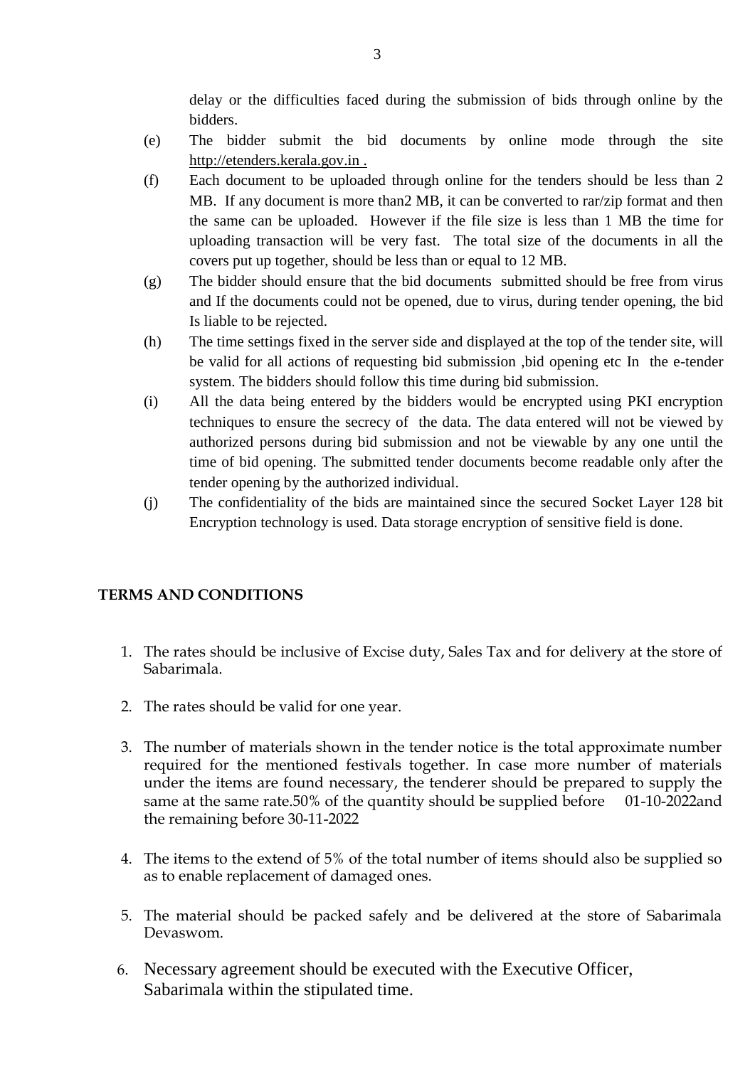delay or the difficulties faced during the submission of bids through online by the bidders.

(e) The bidder submit the bid documents by online mode through the site http://etenders.kerala.gov.in .

(f) Each document to be uploaded through online for the tenders should be less than 2 MB. If any document is more than2 MB, it can be converted to rar/zip format and then the same can be uploaded. However if the file size is less than 1 MB the time for uploading transaction will be very fast. The total size of the documents in all the covers put up together, should be less than or equal to 12 MB.

(g) The bidder should ensure that the bid documents submitted should be free from virus and If the documents could not be opened, due to virus, during tender opening, the bid Is liable to be rejected.

(h) The time settings fixed in the server side and displayed at the top of the tender site, will be valid for all actions of requesting bid submission ,bid opening etc In the e-tender system. The bidders should follow this time during bid submission.

(i) All the data being entered by the bidders would be encrypted using PKI encryption techniques to ensure the secrecy of the data. The data entered will not be viewed by authorized persons during bid submission and not be viewable by any one until the time of bid opening. The submitted tender documents become readable only after the tender opening by the authorized individual.

(j) The confidentiality of the bids are maintained since the secured Socket Layer 128 bit Encryption technology is used. Data storage encryption of sensitive field is done.

**TERMS AND CONDITIONS**

1. The rates should be inclusive of Excise duty, Sales Tax and for delivery at the store of Sabarimala.

2. The rates should be valid for one year.

3. The number of materials shown in the tender notice is the total approximate number required for the mentioned festivals together. In case more number of materials under the items are found necessary, the tenderer should be prepared to supply the same at the same rate.50% of the quantity should be supplied before 01-10-2022and the remaining before 30-11-2022

4. The items to the extend of 5% of the total number of items should also be supplied so as to enable replacement of damaged ones.

5. The material should be packed safely and be delivered at the store of Sabarimala Devaswom.

6. Necessary agreement should be executed with the Executive Officer, Sabarimala within the stipulated time.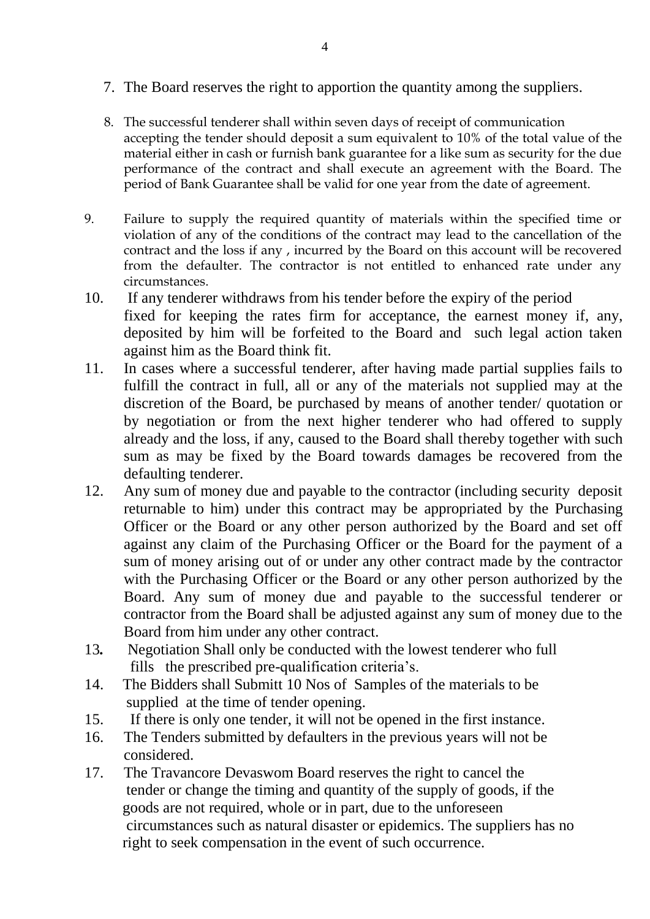7. The Board reserves the right to apportion the quantity among the suppliers.

8. The successful tenderer shall within seven days of receipt of communication accepting the tender should deposit a sum equivalent to 10% of the total value of the material either in cash or furnish bank guarantee for a like sum as security for the due performance of the contract and shall execute an agreement with the Board. The period of Bank Guarantee shall be valid for one year from the date of agreement.

9. Failure to supply the required quantity of materials within the specified time or violation of any of the conditions of the contract may lead to the cancellation of the contract and the loss if any , incurred by the Board on this account will be recovered from the defaulter. The contractor is not entitled to enhanced rate under any circumstances.

10. If any tenderer withdraws from his tender before the expiry of the period fixed for keeping the rates firm for acceptance, the earnest money if, any, deposited by him will be forfeited to the Board and such legal action taken against him as the Board think fit.

11. In cases where a successful tenderer, after having made partial supplies fails to fulfill the contract in full, all or any of the materials not supplied may at the discretion of the Board, be purchased by means of another tender/ quotation or by negotiation or from the next higher tenderer who had offered to supply already and the loss, if any, caused to the Board shall thereby together with such sum as may be fixed by the Board towards damages be recovered from the defaulting tenderer.

12. Any sum of money due and payable to the contractor (including security deposit returnable to him) under this contract may be appropriated by the Purchasing Officer or the Board or any other person authorized by the Board and set off against any claim of the Purchasing Officer or the Board for the payment of a sum of money arising out of or under any other contract made by the contractor with the Purchasing Officer or the Board or any other person authorized by the Board. Any sum of money due and payable to the successful tenderer or contractor from the Board shall be adjusted against any sum of money due to the Board from him under any other contract.

13. Negotiation Shall only be conducted with the lowest tenderer who full fills the prescribed pre-qualification criteria's.

14. The Bidders shall Submitt 10 Nos of Samples of the materials to be supplied at the time of tender opening.

15. If there is only one tender, it will not be opened in the first instance.

16. The Tenders submitted by defaulters in the previous years will not be considered.

17. The Travancore Devaswom Board reserves the right to cancel the tender or change the timing and quantity of the supply of goods, if the goods are not required, whole or in part, due to the unforeseen circumstances such as natural disaster or epidemics. The suppliers has no right to seek compensation in the event of such occurrence.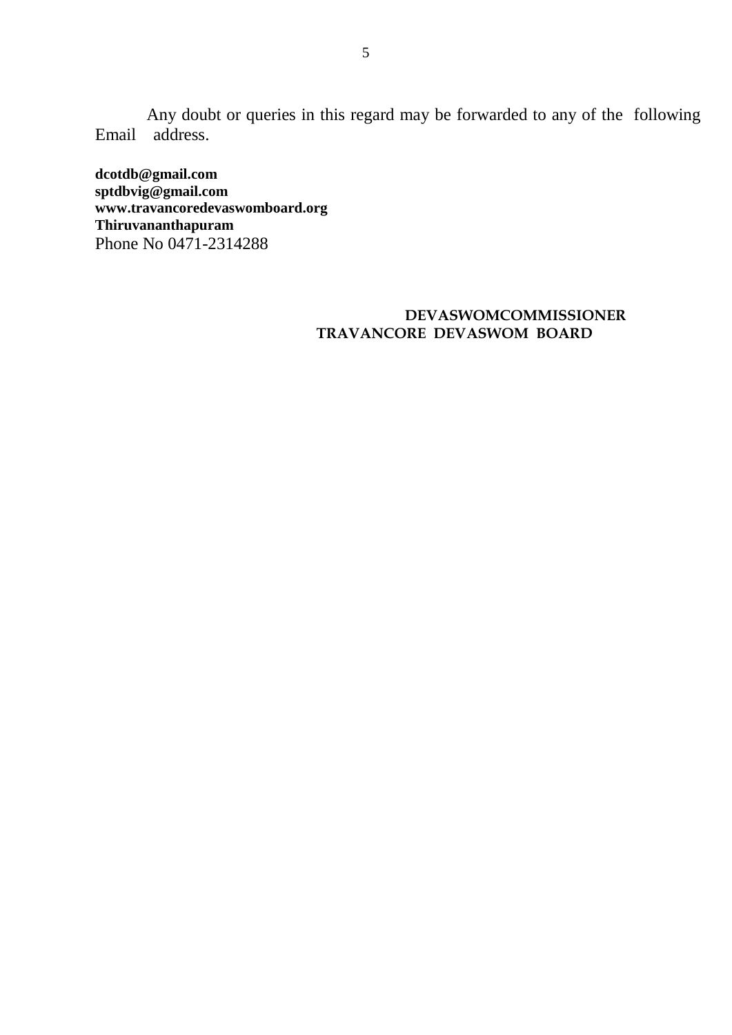Any doubt or queries in this regard may be forwarded to any of the following Email address.

**dcotdb@gmail.com**
**sptdbvig@gmail.com**
**www.travancoredevaswomboard.org**
**Thiruvananthapuram**
Phone No 0471-2314288

**DEVASWOMCOMMISSIONER**
**TRAVANCORE DEVASWOM BOARD**